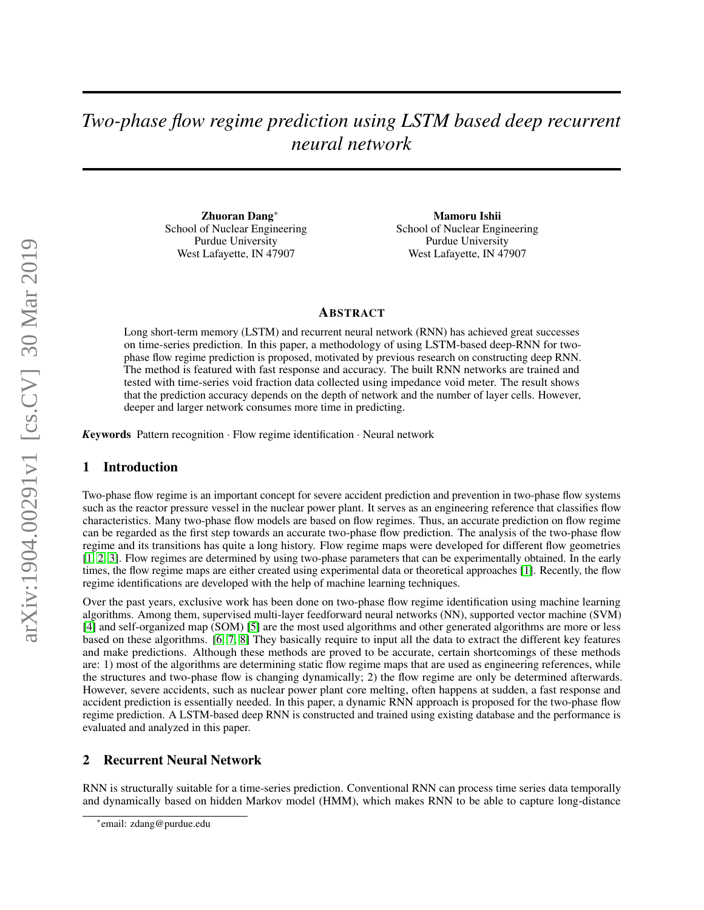# *Two-phase flow regime prediction using LSTM based deep recurrent neural network*

**Zhuoran Dang**[*]
School of Nuclear Engineering
Purdue University
West Lafayette, IN 47907

**Mamoru Ishii**
School of Nuclear Engineering
Purdue University
West Lafayette, IN 47907

## Abstract

Long short-term memory (LSTM) and recurrent neural network (RNN) has achieved great successes on time-series prediction. In this paper, a methodology of using LSTM-based deep-RNN for two-phase flow regime prediction is proposed, motivated by previous research on constructing deep RNN. The method is featured with fast response and accuracy. The built RNN networks are trained and tested with time-series void fraction data collected using impedance void meter. The result shows that the prediction accuracy depends on the depth of network and the number of layer cells. However, deeper and larger network consumes more time in predicting.

***Keywords*** Pattern recognition · Flow regime identification · Neural network

## 1 Introduction

Two-phase flow regime is an important concept for severe accident prediction and prevention in two-phase flow systems such as the reactor pressure vessel in the nuclear power plant. It serves as an engineering reference that classifies flow characteristics. Many two-phase flow models are based on flow regimes. Thus, an accurate prediction on flow regime can be regarded as the first step towards an accurate two-phase flow prediction. The analysis of the two-phase flow regime and its transitions has quite a long history. Flow regime maps were developed for different flow geometries [1, 2, 3]. Flow regimes are determined by using two-phase parameters that can be experimentally obtained. In the early times, the flow regime maps are either created using experimental data or theoretical approaches [1]. Recently, the flow regime identifications are developed with the help of machine learning techniques.

Over the past years, exclusive work has been done on two-phase flow regime identification using machine learning algorithms. Among them, supervised multi-layer feedforward neural networks (NN), supported vector machine (SVM) [4] and self-organized map (SOM) [5] are the most used algorithms and other generated algorithms are more or less based on these algorithms. [6, 7, 8] They basically require to input all the data to extract the different key features and make predictions. Although these methods are proved to be accurate, certain shortcomings of these methods are: 1) most of the algorithms are determining static flow regime maps that are used as engineering references, while the structures and two-phase flow is changing dynamically; 2) the flow regime are only be determined afterwards. However, severe accidents, such as nuclear power plant core melting, often happens at sudden, a fast response and accident prediction is essentially needed. In this paper, a dynamic RNN approach is proposed for the two-phase flow regime prediction. A LSTM-based deep RNN is constructed and trained using existing database and the performance is evaluated and analyzed in this paper.

## 2 Recurrent Neural Network

RNN is structurally suitable for a time-series prediction. Conventional RNN can process time series data temporally and dynamically based on hidden Markov model (HMM), which makes RNN to be able to capture long-distance

[*]email: zdang@purdue.edu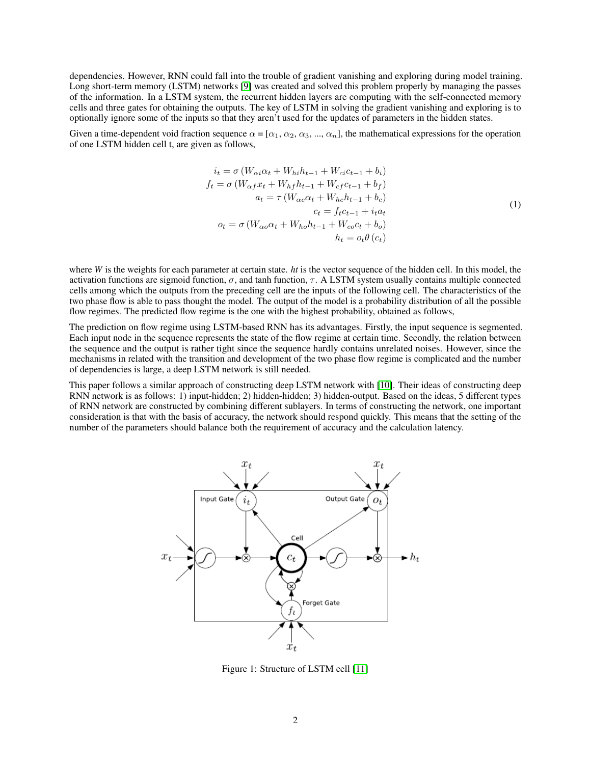dependencies. However, RNN could fall into the trouble of gradient vanishing and exploring during model training. Long short-term memory (LSTM) networks [9] was created and solved this problem properly by managing the passes of the information. In a LSTM system, the recurrent hidden layers are computing with the self-connected memory cells and three gates for obtaining the outputs. The key of LSTM in solving the gradient vanishing and exploring is to optionally ignore some of the inputs so that they aren't used for the updates of parameters in the hidden states.

Given a time-dependent void fraction sequence $\alpha = [\alpha_1, \alpha_2, \alpha_3, ..., \alpha_n]$, the mathematical expressions for the operation of one LSTM hidden cell t, are given as follows,

$$
\begin{aligned}
i_t &= \sigma\left(W_{\alpha i}\alpha_t + W_{hi}h_{t-1} + W_{ci}c_{t-1} + b_i\right) \\
f_t &= \sigma\left(W_{\alpha f}x_t + W_{hf}h_{t-1} + W_{cf}c_{t-1} + b_f\right) \\
a_t &= \tau\left(W_{\alpha c}\alpha_t + W_{hc}h_{t-1} + b_c\right) \\
c_t &= f_t c_{t-1} + i_t a_t \\
o_t &= \sigma\left(W_{\alpha o}\alpha_t + W_{ho}h_{t-1} + W_{co}c_t + b_o\right) \\
h_t &= o_t \theta\left(c_t\right)
\end{aligned}
\tag{1}
$$

where *W* is the weights for each parameter at certain state. *ht* is the vector sequence of the hidden cell. In this model, the activation functions are sigmoid function, $\sigma$, and tanh function, $\tau$. A LSTM system usually contains multiple connected cells among which the outputs from the preceding cell are the inputs of the following cell. The characteristics of the two phase flow is able to pass thought the model. The output of the model is a probability distribution of all the possible flow regimes. The predicted flow regime is the one with the highest probability, obtained as follows,

The prediction on flow regime using LSTM-based RNN has its advantages. Firstly, the input sequence is segmented. Each input node in the sequence represents the state of the flow regime at certain time. Secondly, the relation between the sequence and the output is rather tight since the sequence hardly contains unrelated noises. However, since the mechanisms in related with the transition and development of the two phase flow regime is complicated and the number of dependencies is large, a deep LSTM network is still needed.

This paper follows a similar approach of constructing deep LSTM network with [10]. Their ideas of constructing deep RNN network is as follows: 1) input-hidden; 2) hidden-hidden; 3) hidden-output. Based on the ideas, 5 different types of RNN network are constructed by combining different sublayers. In terms of constructing the network, one important consideration is that with the basis of accuracy, the network should respond quickly. This means that the setting of the number of the parameters should balance both the requirement of accuracy and the calculation latency.

Figure 1: Structure of LSTM cell [11]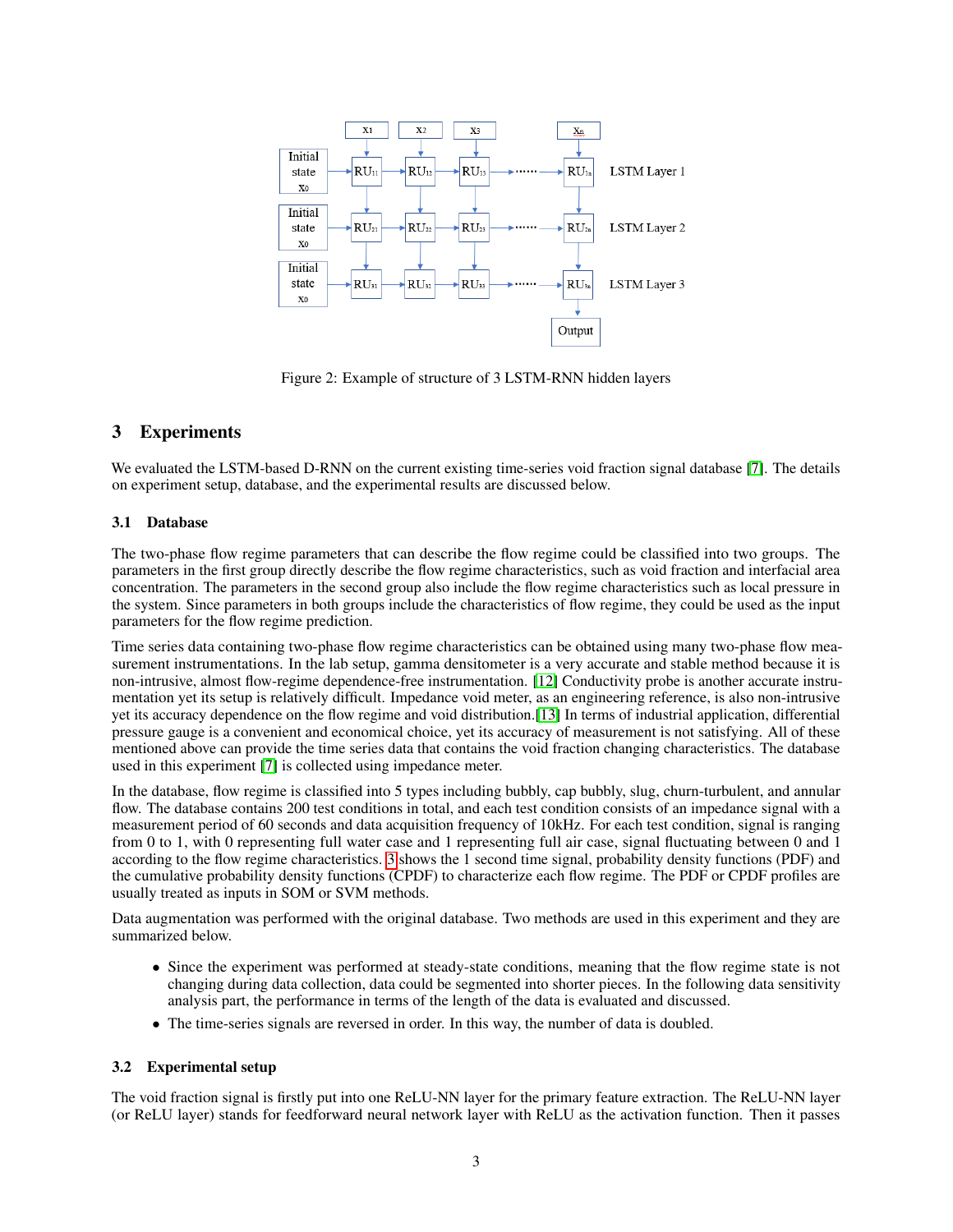Figure 2: Example of structure of 3 LSTM-RNN hidden layers

## 3 Experiments

We evaluated the LSTM-based D-RNN on the current existing time-series void fraction signal database [7]. The details on experiment setup, database, and the experimental results are discussed below.

### 3.1 Database

The two-phase flow regime parameters that can describe the flow regime could be classified into two groups. The parameters in the first group directly describe the flow regime characteristics, such as void fraction and interfacial area concentration. The parameters in the second group also include the flow regime characteristics such as local pressure in the system. Since parameters in both groups include the characteristics of flow regime, they could be used as the input parameters for the flow regime prediction.

Time series data containing two-phase flow regime characteristics can be obtained using many two-phase flow measurement instrumentations. In the lab setup, gamma densitometer is a very accurate and stable method because it is non-intrusive, almost flow-regime dependence-free instrumentation. [12] Conductivity probe is another accurate instrumentation yet its setup is relatively difficult. Impedance void meter, as an engineering reference, is also non-intrusive yet its accuracy dependence on the flow regime and void distribution.[13] In terms of industrial application, differential pressure gauge is a convenient and economical choice, yet its accuracy of measurement is not satisfying. All of these mentioned above can provide the time series data that contains the void fraction changing characteristics. The database used in this experiment [7] is collected using impedance meter.

In the database, flow regime is classified into 5 types including bubbly, cap bubbly, slug, churn-turbulent, and annular flow. The database contains 200 test conditions in total, and each test condition consists of an impedance signal with a measurement period of 60 seconds and data acquisition frequency of 10kHz. For each test condition, signal is ranging from 0 to 1, with 0 representing full water case and 1 representing full air case, signal fluctuating between 0 and 1 according to the flow regime characteristics. 3 shows the 1 second time signal, probability density functions (PDF) and the cumulative probability density functions (CPDF) to characterize each flow regime. The PDF or CPDF profiles are usually treated as inputs in SOM or SVM methods.

Data augmentation was performed with the original database. Two methods are used in this experiment and they are summarized below.

- Since the experiment was performed at steady-state conditions, meaning that the flow regime state is not changing during data collection, data could be segmented into shorter pieces. In the following data sensitivity analysis part, the performance in terms of the length of the data is evaluated and discussed.
- The time-series signals are reversed in order. In this way, the number of data is doubled.

### 3.2 Experimental setup

The void fraction signal is firstly put into one ReLU-NN layer for the primary feature extraction. The ReLU-NN layer (or ReLU layer) stands for feedforward neural network layer with ReLU as the activation function. Then it passes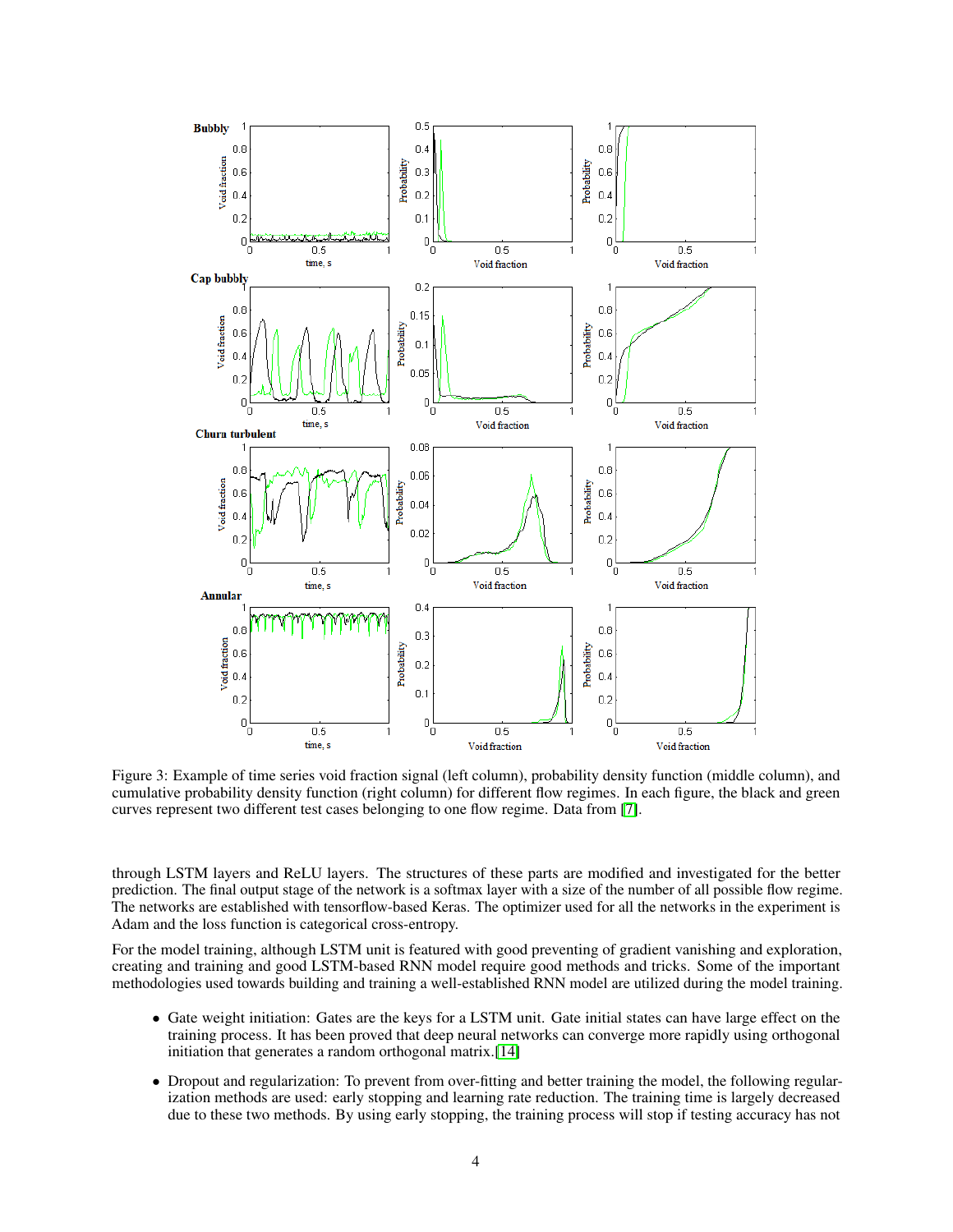Figure 3: Example of time series void fraction signal (left column), probability density function (middle column), and cumulative probability density function (right column) for different flow regimes. In each figure, the black and green curves represent two different test cases belonging to one flow regime. Data from [7].

through LSTM layers and ReLU layers. The structures of these parts are modified and investigated for the better prediction. The final output stage of the network is a softmax layer with a size of the number of all possible flow regime. The networks are established with tensorflow-based Keras. The optimizer used for all the networks in the experiment is Adam and the loss function is categorical cross-entropy.

For the model training, although LSTM unit is featured with good preventing of gradient vanishing and exploration, creating and training and good LSTM-based RNN model require good methods and tricks. Some of the important methodologies used towards building and training a well-established RNN model are utilized during the model training.

- Gate weight initiation: Gates are the keys for a LSTM unit. Gate initial states can have large effect on the training process. It has been proved that deep neural networks can converge more rapidly using orthogonal initiation that generates a random orthogonal matrix.[14]
- Dropout and regularization: To prevent from over-fitting and better training the model, the following regularization methods are used: early stopping and learning rate reduction. The training time is largely decreased due to these two methods. By using early stopping, the training process will stop if testing accuracy has not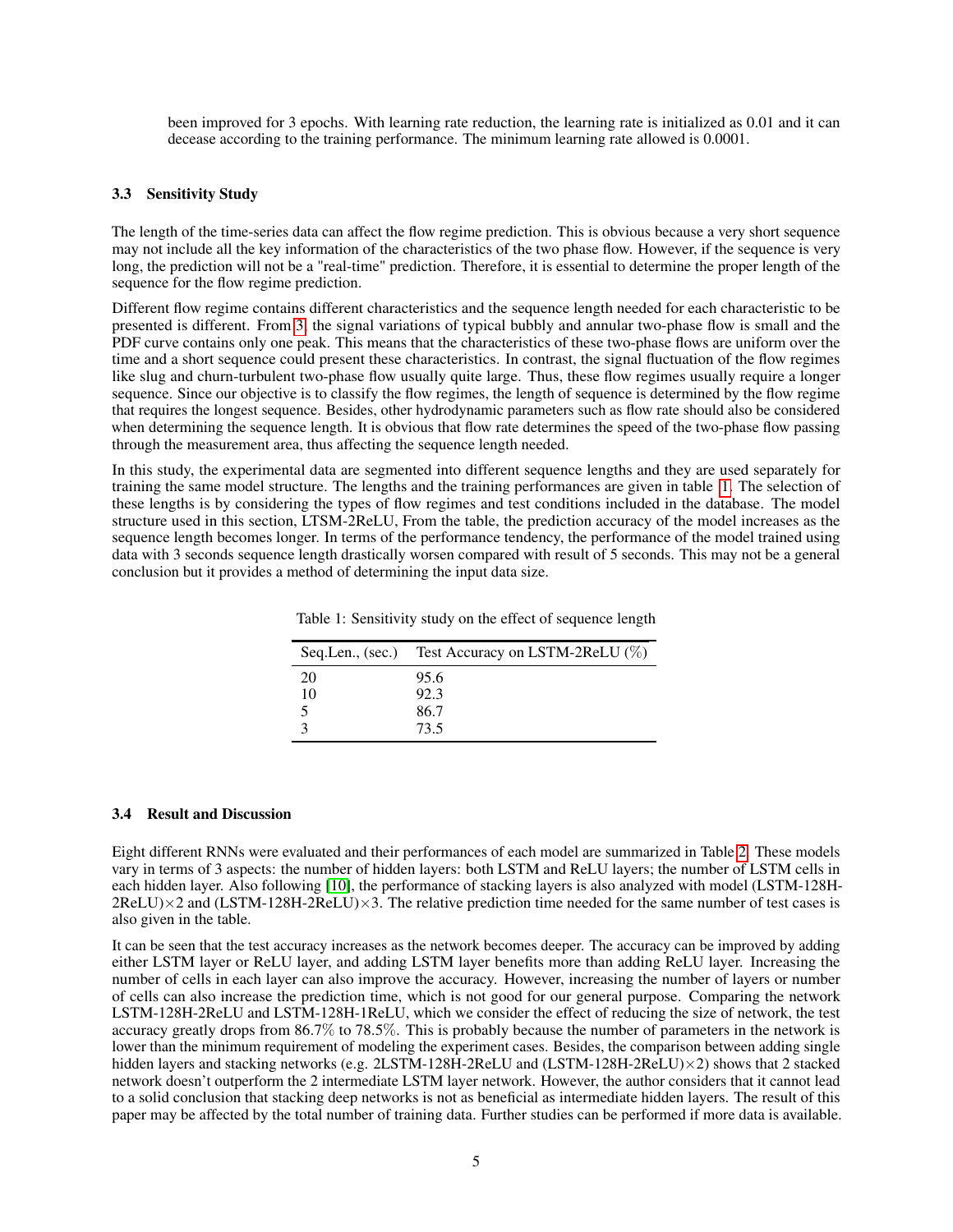been improved for 3 epochs. With learning rate reduction, the learning rate is initialized as 0.01 and it can decease according to the training performance. The minimum learning rate allowed is 0.0001.

### 3.3 Sensitivity Study

The length of the time-series data can affect the flow regime prediction. This is obvious because a very short sequence may not include all the key information of the characteristics of the two phase flow. However, if the sequence is very long, the prediction will not be a "real-time" prediction. Therefore, it is essential to determine the proper length of the sequence for the flow regime prediction.

Different flow regime contains different characteristics and the sequence length needed for each characteristic to be presented is different. From 3, the signal variations of typical bubbly and annular two-phase flow is small and the PDF curve contains only one peak. This means that the characteristics of these two-phase flows are uniform over the time and a short sequence could present these characteristics. In contrast, the signal fluctuation of the flow regimes like slug and churn-turbulent two-phase flow usually quite large. Thus, these flow regimes usually require a longer sequence. Since our objective is to classify the flow regimes, the length of sequence is determined by the flow regime that requires the longest sequence. Besides, other hydrodynamic parameters such as flow rate should also be considered when determining the sequence length. It is obvious that flow rate determines the speed of the two-phase flow passing through the measurement area, thus affecting the sequence length needed.

In this study, the experimental data are segmented into different sequence lengths and they are used separately for training the same model structure. The lengths and the training performances are given in table 1. The selection of these lengths is by considering the types of flow regimes and test conditions included in the database. The model structure used in this section, LTSM-2ReLU, From the table, the prediction accuracy of the model increases as the sequence length becomes longer. In terms of the performance tendency, the performance of the model trained using data with 3 seconds sequence length drastically worsen compared with result of 5 seconds. This may not be a general conclusion but it provides a method of determining the input data size.

Table 1: Sensitivity study on the effect of sequence length

| Seq.Len., (sec.) | Test Accuracy on LSTM-2ReLU (%) |
|---|---|
| 20 | 95.6 |
| 10 | 92.3 |
| 5 | 86.7 |
| 3 | 73.5 |

### 3.4 Result and Discussion

Eight different RNNs were evaluated and their performances of each model are summarized in Table 2. These models vary in terms of 3 aspects: the number of hidden layers: both LSTM and ReLU layers; the number of LSTM cells in each hidden layer. Also following [10], the performance of stacking layers is also analyzed with model (LSTM-128H-2ReLU)×2 and (LSTM-128H-2ReLU)×3. The relative prediction time needed for the same number of test cases is also given in the table.

It can be seen that the test accuracy increases as the network becomes deeper. The accuracy can be improved by adding either LSTM layer or ReLU layer, and adding LSTM layer benefits more than adding ReLU layer. Increasing the number of cells in each layer can also improve the accuracy. However, increasing the number of layers or number of cells can also increase the prediction time, which is not good for our general purpose. Comparing the network LSTM-128H-2ReLU and LSTM-128H-1ReLU, which we consider the effect of reducing the size of network, the test accuracy greatly drops from 86.7% to 78.5%. This is probably because the number of parameters in the network is lower than the minimum requirement of modeling the experiment cases. Besides, the comparison between adding single hidden layers and stacking networks (e.g. 2LSTM-128H-2ReLU and (LSTM-128H-2ReLU)×2) shows that 2 stacked network doesn't outperform the 2 intermediate LSTM layer network. However, the author considers that it cannot lead to a solid conclusion that stacking deep networks is not as beneficial as intermediate hidden layers. The result of this paper may be affected by the total number of training data. Further studies can be performed if more data is available.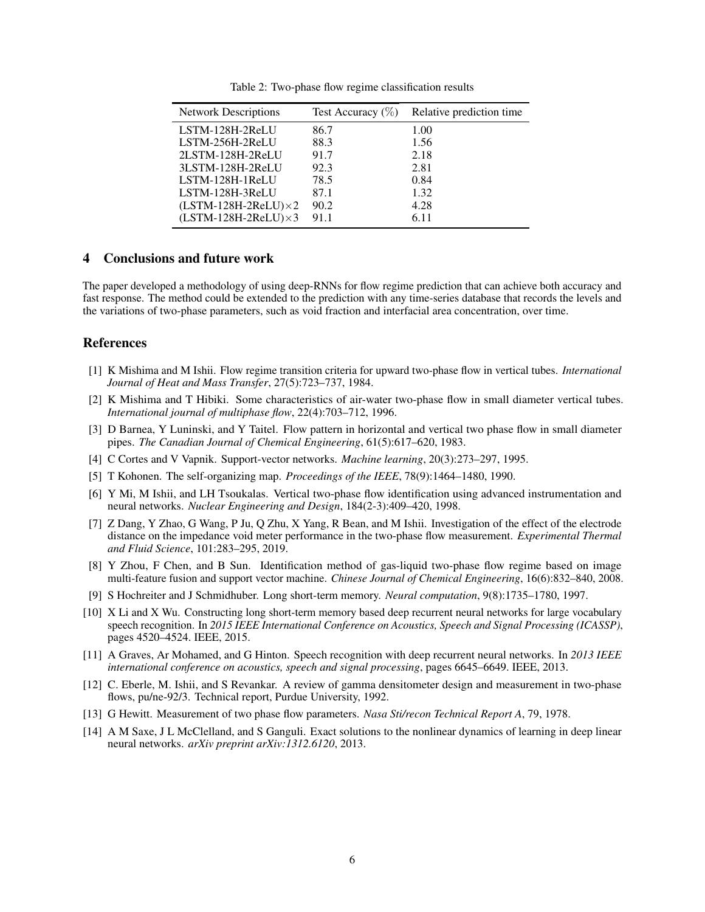Table 2: Two-phase flow regime classification results

| Network Descriptions | Test Accuracy (%) | Relative prediction time |
|---|---|---|
| LSTM-128H-2ReLU | 86.7 | 1.00 |
| LSTM-256H-2ReLU | 88.3 | 1.56 |
| 2LSTM-128H-2ReLU | 91.7 | 2.18 |
| 3LSTM-128H-2ReLU | 92.3 | 2.81 |
| LSTM-128H-1ReLU | 78.5 | 0.84 |
| LSTM-128H-3ReLU | 87.1 | 1.32 |
| (LSTM-128H-2ReLU)×2 | 90.2 | 4.28 |
| (LSTM-128H-2ReLU)×3 | 91.1 | 6.11 |

## 4 Conclusions and future work

The paper developed a methodology of using deep-RNNs for flow regime prediction that can achieve both accuracy and fast response. The method could be extended to the prediction with any time-series database that records the levels and the variations of two-phase parameters, such as void fraction and interfacial area concentration, over time.

## References

[1] K Mishima and M Ishii. Flow regime transition criteria for upward two-phase flow in vertical tubes. *International Journal of Heat and Mass Transfer*, 27(5):723–737, 1984.

[2] K Mishima and T Hibiki. Some characteristics of air-water two-phase flow in small diameter vertical tubes. *International journal of multiphase flow*, 22(4):703–712, 1996.

[3] D Barnea, Y Luninski, and Y Taitel. Flow pattern in horizontal and vertical two phase flow in small diameter pipes. *The Canadian Journal of Chemical Engineering*, 61(5):617–620, 1983.

[4] C Cortes and V Vapnik. Support-vector networks. *Machine learning*, 20(3):273–297, 1995.

[5] T Kohonen. The self-organizing map. *Proceedings of the IEEE*, 78(9):1464–1480, 1990.

[6] Y Mi, M Ishii, and LH Tsoukalas. Vertical two-phase flow identification using advanced instrumentation and neural networks. *Nuclear Engineering and Design*, 184(2-3):409–420, 1998.

[7] Z Dang, Y Zhao, G Wang, P Ju, Q Zhu, X Yang, R Bean, and M Ishii. Investigation of the effect of the electrode distance on the impedance void meter performance in the two-phase flow measurement. *Experimental Thermal and Fluid Science*, 101:283–295, 2019.

[8] Y Zhou, F Chen, and B Sun. Identification method of gas-liquid two-phase flow regime based on image multi-feature fusion and support vector machine. *Chinese Journal of Chemical Engineering*, 16(6):832–840, 2008.

[9] S Hochreiter and J Schmidhuber. Long short-term memory. *Neural computation*, 9(8):1735–1780, 1997.

[10] X Li and X Wu. Constructing long short-term memory based deep recurrent neural networks for large vocabulary speech recognition. In *2015 IEEE International Conference on Acoustics, Speech and Signal Processing (ICASSP)*, pages 4520–4524. IEEE, 2015.

[11] A Graves, Ar Mohamed, and G Hinton. Speech recognition with deep recurrent neural networks. In *2013 IEEE international conference on acoustics, speech and signal processing*, pages 6645–6649. IEEE, 2013.

[12] C. Eberle, M. Ishii, and S Revankar. A review of gamma densitometer design and measurement in two-phase flows, pu/ne-92/3. Technical report, Purdue University, 1992.

[13] G Hewitt. Measurement of two phase flow parameters. *Nasa Sti/recon Technical Report A*, 79, 1978.

[14] A M Saxe, J L McClelland, and S Ganguli. Exact solutions to the nonlinear dynamics of learning in deep linear neural networks. *arXiv preprint arXiv:1312.6120*, 2013.